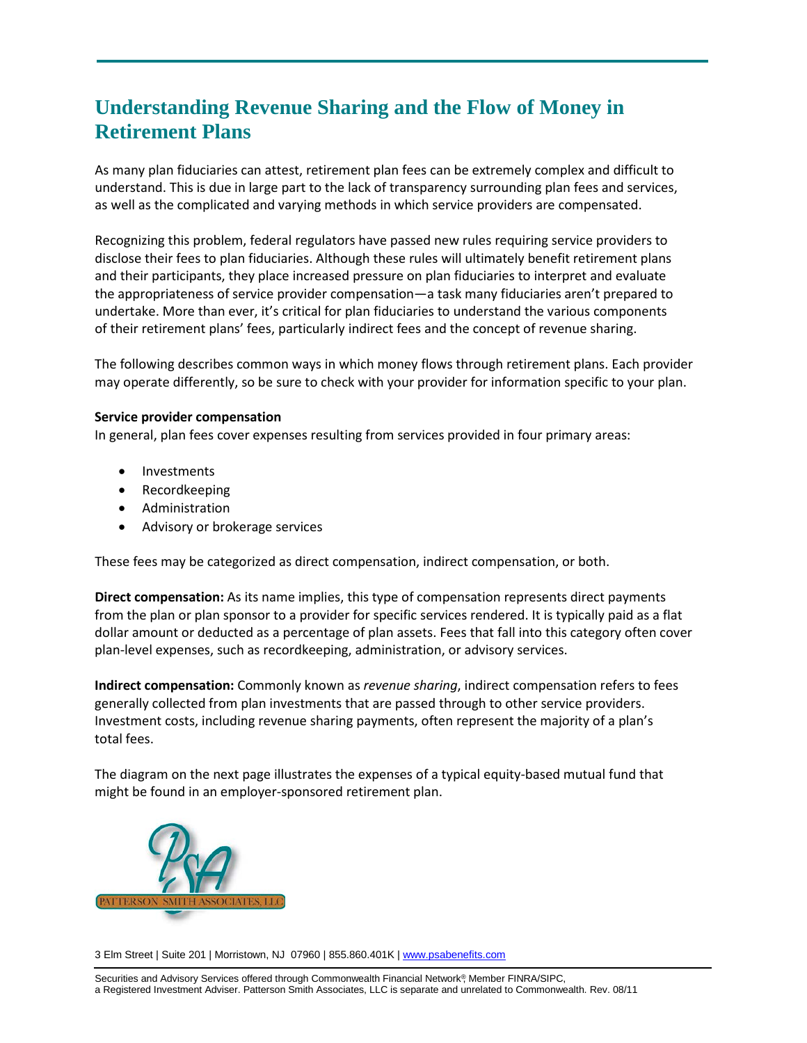# Understanding Revenue Sharing and the Flow of Money in Retirement Plans

As many plan fiduciaries can attest, retirement plan fees can be extremely complex and difficult to understand. This is due in large part to the lack of transparency surrounding plan fees and services, as well as the complicated and varying methods in which service providers are compensated.

Recognizing this problem, federal regulators have passed new rules requiring service providers to disclose their fees to plan fiduciaries. Although these rules will ultimately benefit retirement plans and their participants, they place increased pressure on plan fiduciaries to interpret and evaluate the appropriateness of service provider compensation—a task many fiduciaries aren't prepared to undertake. More than ever, it's critical for plan fiduciaries to understand the various components of their retirement plans' fees, particularly indirect fees and the concept of revenue sharing.

The following describes common ways in which money flows through retirement plans. Each provider may operate differently, so be sure to check with your provider for information specific to your plan.

**Service provider compensation**

In general, plan fees cover expenses resulting from services provided in four primary areas:

- Investments
- Recordkeeping
- Administration
- Advisory or brokerage services

These fees may be categorized as direct compensation, indirect compensation, or both.

**Direct compensation:** As its name implies, this type of compensation represents direct payments from the plan or plan sponsor to a provider for specific services rendered. It is typically paid as a flat dollar amount or deducted as a percentage of plan assets. Fees that fall into this category often cover plan-level expenses, such as recordkeeping, administration, or advisory services.

**Indirect compensation:** Commonly known as *revenue sharing*, indirect compensation refers to fees generally collected from plan investments that are passed through to other service providers. Investment costs, including revenue sharing payments, often represent the majority of a plan's total fees.

The diagram on the next page illustrates the expenses of a typical equity-based mutual fund that might be found in an employer-sponsored retirement plan.

PATTERSON SMITH ASSOCIATES, LLC

3 Elm Street | Suite 201 | Morristown, NJ 07960 | 855.860.401K | www.psabenefits.com

Securities and Advisory Services offered through Commonwealth Financial Network®, Member FINRA/SIPC, a Registered Investment Adviser. Patterson Smith Associates, LLC is separate and unrelated to Commonwealth. Rev. 08/11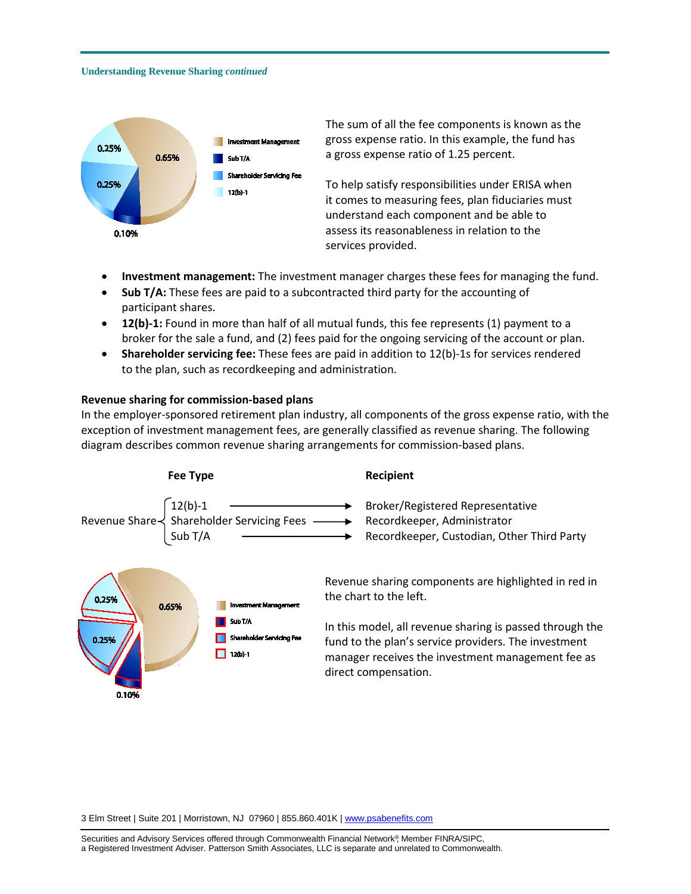The sum of all the fee components is known as the gross expense ratio. In this example, the fund has a gross expense ratio of 1.25 percent.

To help satisfy responsibilities under ERISA when it comes to measuring fees, plan fiduciaries must understand each component and be able to assess its reasonableness in relation to the services provided.

- **Investment management:** The investment manager charges these fees for managing the fund.
- **Sub T/A:** These fees are paid to a subcontracted third party for the accounting of participant shares.
- **12(b)-1:** Found in more than half of all mutual funds, this fee represents (1) payment to a broker for the sale a fund, and (2) fees paid for the ongoing servicing of the account or plan.
- **Shareholder servicing fee:** These fees are paid in addition to 12(b)-1s for services rendered to the plan, such as recordkeeping and administration.

### Revenue sharing for commission-based plans

In the employer-sponsored retirement plan industry, all components of the gross expense ratio, with the exception of investment management fees, are generally classified as revenue sharing. The following diagram describes common revenue sharing arrangements for commission-based plans.

| | Fee Type | Recipient |
|---|---|---|
| Revenue Share | 12(b)-1 → | Broker/Registered Representative |
| | Shareholder Servicing Fees → | Recordkeeper, Administrator |
| | Sub T/A → | Recordkeeper, Custodian, Other Third Party |

Revenue sharing components are highlighted in red in the chart to the left.

In this model, all revenue sharing is passed through the fund to the plan's service providers. The investment manager receives the investment management fee as direct compensation.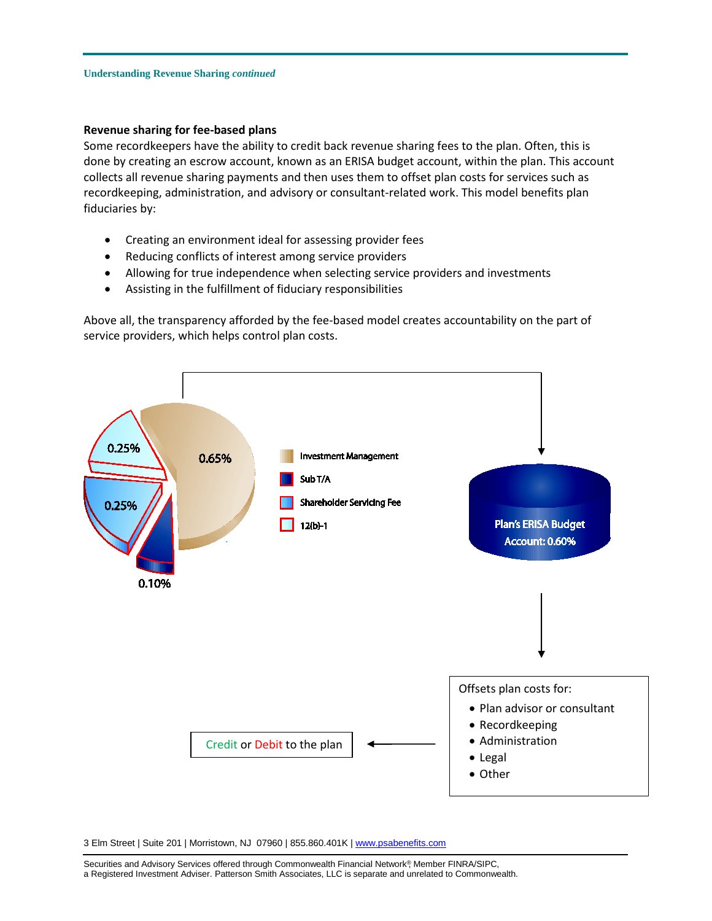## Revenue sharing for fee-based plans

Some recordkeepers have the ability to credit back revenue sharing fees to the plan. Often, this is done by creating an escrow account, known as an ERISA budget account, within the plan. This account collects all revenue sharing payments and then uses them to offset plan costs for services such as recordkeeping, administration, and advisory or consultant-related work. This model benefits plan fiduciaries by:

- Creating an environment ideal for assessing provider fees
- Reducing conflicts of interest among service providers
- Allowing for true independence when selecting service providers and investments
- Assisting in the fulfillment of fiduciary responsibilities

Above all, the transparency afforded by the fee-based model creates accountability on the part of service providers, which helps control plan costs.

0.25% | 0.65% | 0.25% | 0.10%

- Investment Management
- Sub T/A
- Shareholder Servicing Fee
- 12(b)-1

Plan's ERISA Budget Account: 0.60%

Offsets plan costs for:

- Plan advisor or consultant
- Recordkeeping
- Administration
- Legal
- Other

Credit or Debit to the plan

3 Elm Street | Suite 201 | Morristown, NJ 07960 | 855.860.401K | www.psabenefits.com

Securities and Advisory Services offered through Commonwealth Financial Network® Member FINRA/SIPC, a Registered Investment Adviser. Patterson Smith Associates, LLC is separate and unrelated to Commonwealth.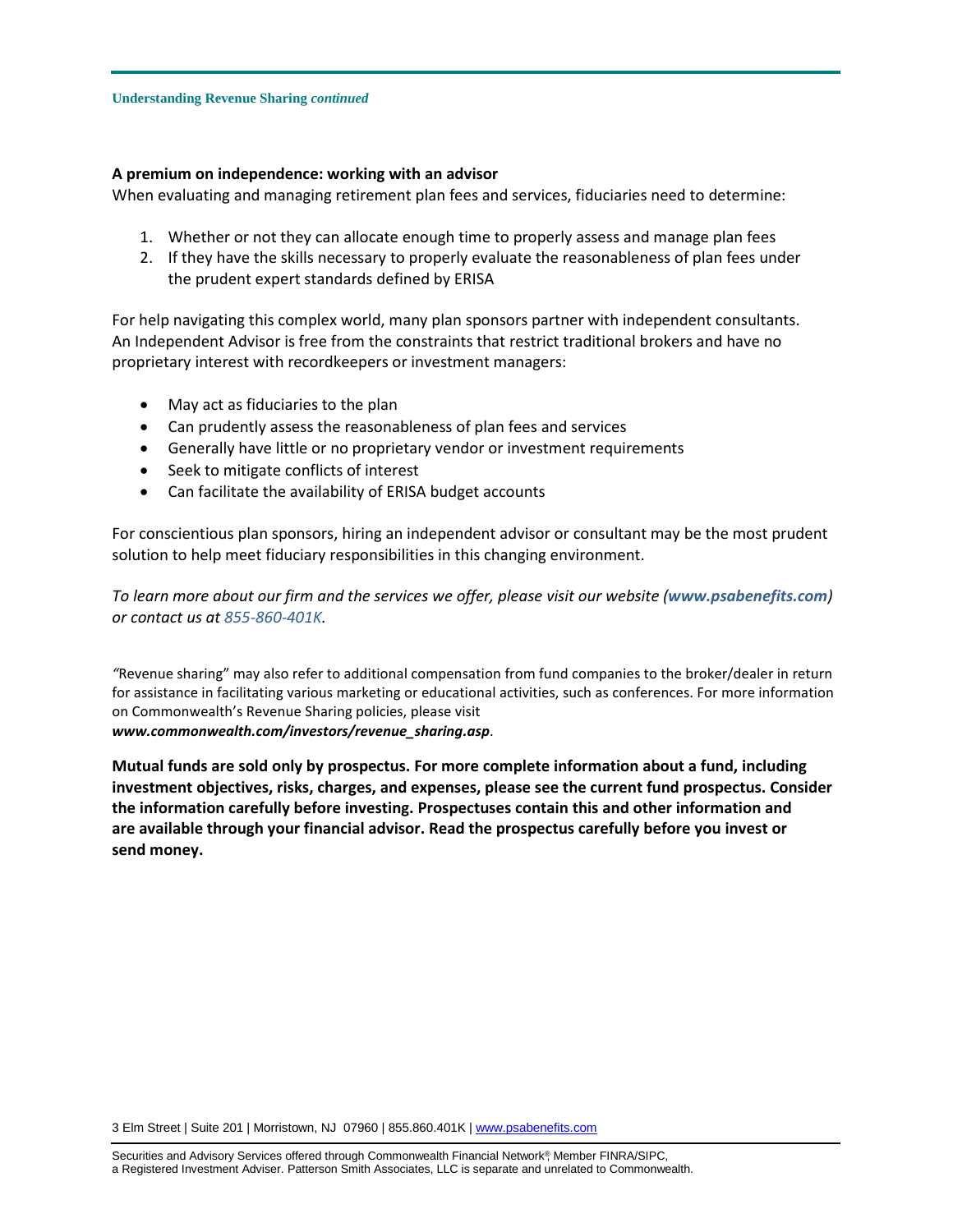## A premium on independence: working with an advisor

When evaluating and managing retirement plan fees and services, fiduciaries need to determine:

1. Whether or not they can allocate enough time to properly assess and manage plan fees
2. If they have the skills necessary to properly evaluate the reasonableness of plan fees under the prudent expert standards defined by ERISA

For help navigating this complex world, many plan sponsors partner with independent consultants. An Independent Advisor is free from the constraints that restrict traditional brokers and have no proprietary interest with recordkeepers or investment managers:

- May act as fiduciaries to the plan
- Can prudently assess the reasonableness of plan fees and services
- Generally have little or no proprietary vendor or investment requirements
- Seek to mitigate conflicts of interest
- Can facilitate the availability of ERISA budget accounts

For conscientious plan sponsors, hiring an independent advisor or consultant may be the most prudent solution to help meet fiduciary responsibilities in this changing environment.

*To learn more about our firm and the services we offer, please visit our website (**www.psabenefits.com**) or contact us at 855-860-401K.*

"Revenue sharing" may also refer to additional compensation from fund companies to the broker/dealer in return for assistance in facilitating various marketing or educational activities, such as conferences. For more information on Commonwealth's Revenue Sharing policies, please visit ***www.commonwealth.com/investors/revenue_sharing.asp***.

**Mutual funds are sold only by prospectus. For more complete information about a fund, including investment objectives, risks, charges, and expenses, please see the current fund prospectus. Consider the information carefully before investing. Prospectuses contain this and other information and are available through your financial advisor. Read the prospectus carefully before you invest or send money.**

3 Elm Street | Suite 201 | Morristown, NJ 07960 | 855.860.401K | www.psabenefits.com

Securities and Advisory Services offered through Commonwealth Financial Network®, Member FINRA/SIPC, a Registered Investment Adviser. Patterson Smith Associates, LLC is separate and unrelated to Commonwealth.